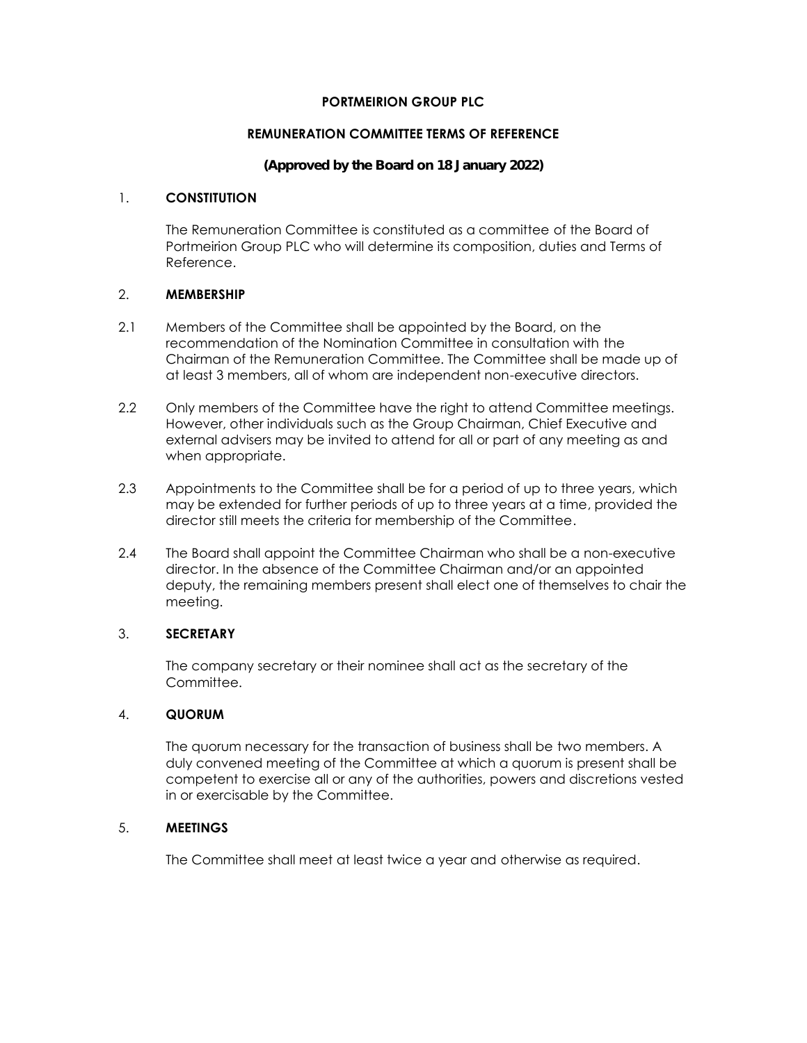# PORTMEIRION GROUP PLC

## REMUNERATION COMMITTEE TERMS OF REFERENCE

**(Approved by the Board on 18 January 2022)**

### 1. CONSTITUTION

The Remuneration Committee is constituted as a committee of the Board of Portmeirion Group PLC who will determine its composition, duties and Terms of Reference.

### 2. MEMBERSHIP

2.1 Members of the Committee shall be appointed by the Board, on the recommendation of the Nomination Committee in consultation with the Chairman of the Remuneration Committee. The Committee shall be made up of at least 3 members, all of whom are independent non-executive directors.

2.2 Only members of the Committee have the right to attend Committee meetings. However, other individuals such as the Group Chairman, Chief Executive and external advisers may be invited to attend for all or part of any meeting as and when appropriate.

2.3 Appointments to the Committee shall be for a period of up to three years, which may be extended for further periods of up to three years at a time, provided the director still meets the criteria for membership of the Committee.

2.4 The Board shall appoint the Committee Chairman who shall be a non-executive director. In the absence of the Committee Chairman and/or an appointed deputy, the remaining members present shall elect one of themselves to chair the meeting.

### 3. SECRETARY

The company secretary or their nominee shall act as the secretary of the Committee.

### 4. QUORUM

The quorum necessary for the transaction of business shall be two members. A duly convened meeting of the Committee at which a quorum is present shall be competent to exercise all or any of the authorities, powers and discretions vested in or exercisable by the Committee.

### 5. MEETINGS

The Committee shall meet at least twice a year and otherwise as required.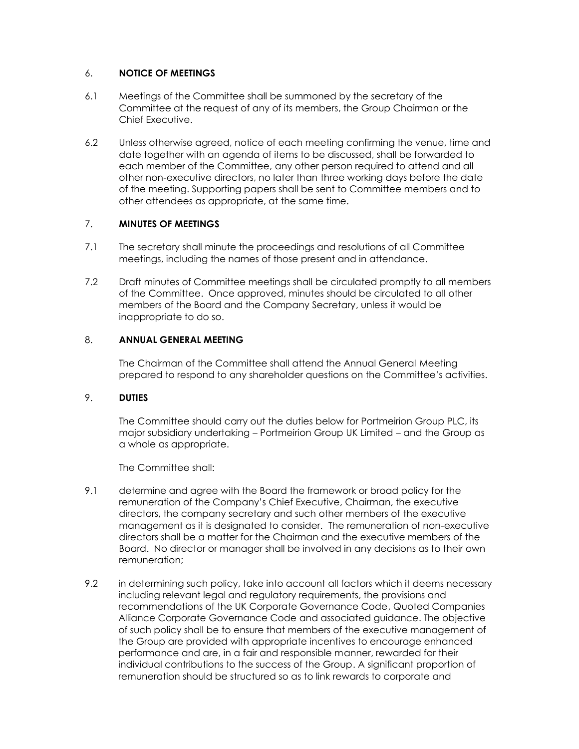## 6. NOTICE OF MEETINGS

6.1 Meetings of the Committee shall be summoned by the secretary of the Committee at the request of any of its members, the Group Chairman or the Chief Executive.

6.2 Unless otherwise agreed, notice of each meeting confirming the venue, time and date together with an agenda of items to be discussed, shall be forwarded to each member of the Committee, any other person required to attend and all other non-executive directors, no later than three working days before the date of the meeting. Supporting papers shall be sent to Committee members and to other attendees as appropriate, at the same time.

## 7. MINUTES OF MEETINGS

7.1 The secretary shall minute the proceedings and resolutions of all Committee meetings, including the names of those present and in attendance.

7.2 Draft minutes of Committee meetings shall be circulated promptly to all members of the Committee. Once approved, minutes should be circulated to all other members of the Board and the Company Secretary, unless it would be inappropriate to do so.

## 8. ANNUAL GENERAL MEETING

The Chairman of the Committee shall attend the Annual General Meeting prepared to respond to any shareholder questions on the Committee's activities.

## 9. DUTIES

The Committee should carry out the duties below for Portmeirion Group PLC, its major subsidiary undertaking – Portmeirion Group UK Limited – and the Group as a whole as appropriate.

The Committee shall:

9.1 determine and agree with the Board the framework or broad policy for the remuneration of the Company's Chief Executive, Chairman, the executive directors, the company secretary and such other members of the executive management as it is designated to consider. The remuneration of non-executive directors shall be a matter for the Chairman and the executive members of the Board. No director or manager shall be involved in any decisions as to their own remuneration;

9.2 in determining such policy, take into account all factors which it deems necessary including relevant legal and regulatory requirements, the provisions and recommendations of the UK Corporate Governance Code, Quoted Companies Alliance Corporate Governance Code and associated guidance. The objective of such policy shall be to ensure that members of the executive management of the Group are provided with appropriate incentives to encourage enhanced performance and are, in a fair and responsible manner, rewarded for their individual contributions to the success of the Group. A significant proportion of remuneration should be structured so as to link rewards to corporate and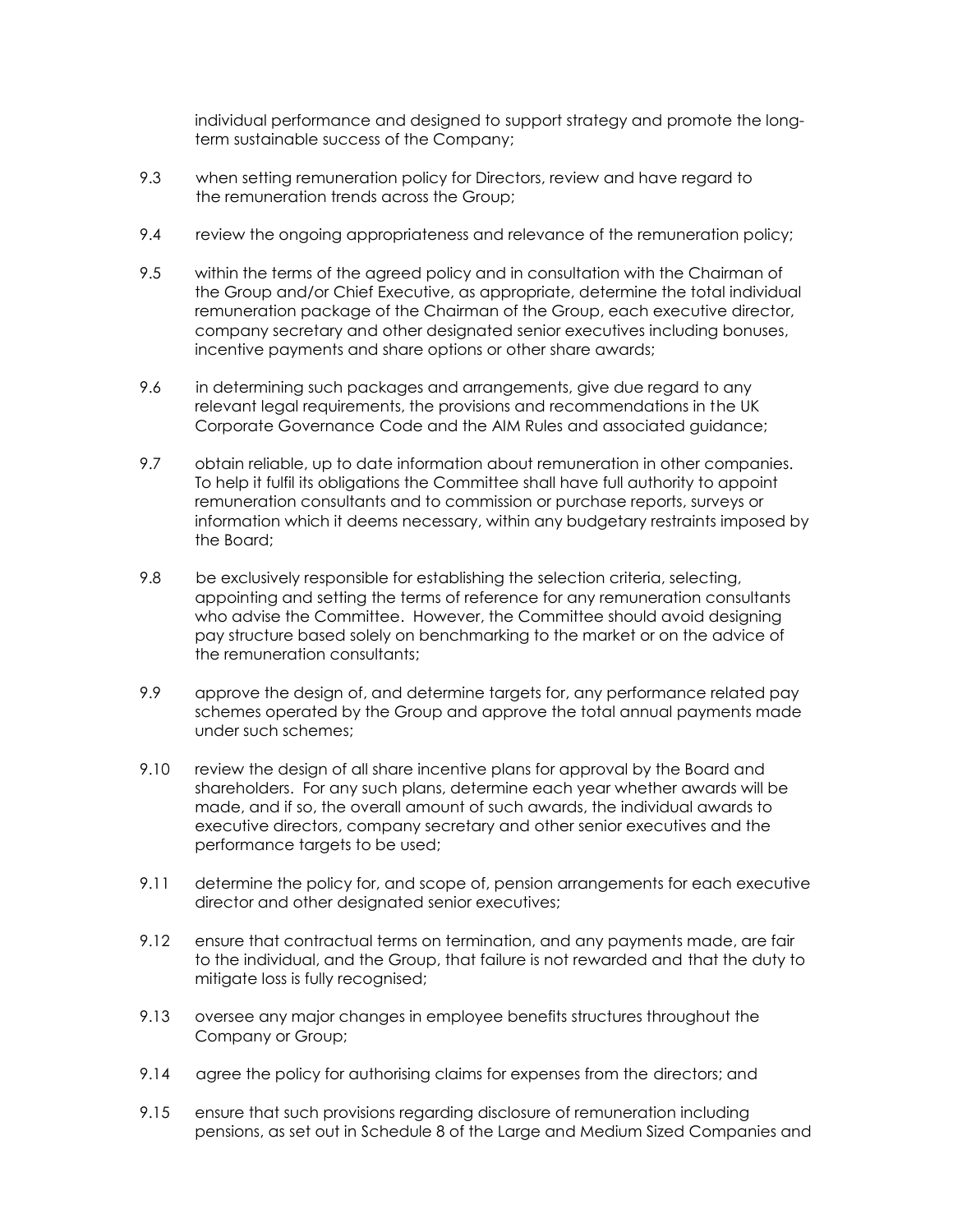individual performance and designed to support strategy and promote the long-term sustainable success of the Company;

9.3 when setting remuneration policy for Directors, review and have regard to the remuneration trends across the Group;

9.4 review the ongoing appropriateness and relevance of the remuneration policy;

9.5 within the terms of the agreed policy and in consultation with the Chairman of the Group and/or Chief Executive, as appropriate, determine the total individual remuneration package of the Chairman of the Group, each executive director, company secretary and other designated senior executives including bonuses, incentive payments and share options or other share awards;

9.6 in determining such packages and arrangements, give due regard to any relevant legal requirements, the provisions and recommendations in the UK Corporate Governance Code and the AIM Rules and associated guidance;

9.7 obtain reliable, up to date information about remuneration in other companies. To help it fulfil its obligations the Committee shall have full authority to appoint remuneration consultants and to commission or purchase reports, surveys or information which it deems necessary, within any budgetary restraints imposed by the Board;

9.8 be exclusively responsible for establishing the selection criteria, selecting, appointing and setting the terms of reference for any remuneration consultants who advise the Committee. However, the Committee should avoid designing pay structure based solely on benchmarking to the market or on the advice of the remuneration consultants;

9.9 approve the design of, and determine targets for, any performance related pay schemes operated by the Group and approve the total annual payments made under such schemes;

9.10 review the design of all share incentive plans for approval by the Board and shareholders. For any such plans, determine each year whether awards will be made, and if so, the overall amount of such awards, the individual awards to executive directors, company secretary and other senior executives and the performance targets to be used;

9.11 determine the policy for, and scope of, pension arrangements for each executive director and other designated senior executives;

9.12 ensure that contractual terms on termination, and any payments made, are fair to the individual, and the Group, that failure is not rewarded and that the duty to mitigate loss is fully recognised;

9.13 oversee any major changes in employee benefits structures throughout the Company or Group;

9.14 agree the policy for authorising claims for expenses from the directors; and

9.15 ensure that such provisions regarding disclosure of remuneration including pensions, as set out in Schedule 8 of the Large and Medium Sized Companies and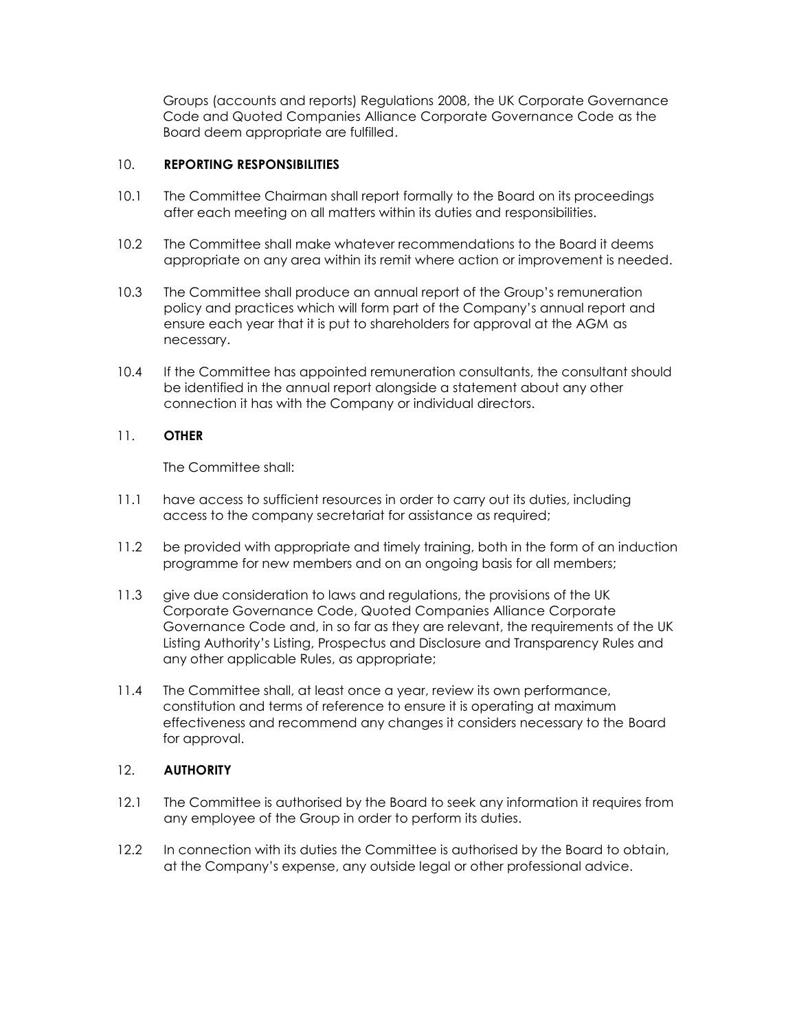Groups (accounts and reports) Regulations 2008, the UK Corporate Governance Code and Quoted Companies Alliance Corporate Governance Code as the Board deem appropriate are fulfilled.

10. **REPORTING RESPONSIBILITIES**

10.1 The Committee Chairman shall report formally to the Board on its proceedings after each meeting on all matters within its duties and responsibilities.

10.2 The Committee shall make whatever recommendations to the Board it deems appropriate on any area within its remit where action or improvement is needed.

10.3 The Committee shall produce an annual report of the Group's remuneration policy and practices which will form part of the Company's annual report and ensure each year that it is put to shareholders for approval at the AGM as necessary.

10.4 If the Committee has appointed remuneration consultants, the consultant should be identified in the annual report alongside a statement about any other connection it has with the Company or individual directors.

11. **OTHER**

The Committee shall:

11.1 have access to sufficient resources in order to carry out its duties, including access to the company secretariat for assistance as required;

11.2 be provided with appropriate and timely training, both in the form of an induction programme for new members and on an ongoing basis for all members;

11.3 give due consideration to laws and regulations, the provisions of the UK Corporate Governance Code, Quoted Companies Alliance Corporate Governance Code and, in so far as they are relevant, the requirements of the UK Listing Authority's Listing, Prospectus and Disclosure and Transparency Rules and any other applicable Rules, as appropriate;

11.4 The Committee shall, at least once a year, review its own performance, constitution and terms of reference to ensure it is operating at maximum effectiveness and recommend any changes it considers necessary to the Board for approval.

12. **AUTHORITY**

12.1 The Committee is authorised by the Board to seek any information it requires from any employee of the Group in order to perform its duties.

12.2 In connection with its duties the Committee is authorised by the Board to obtain, at the Company's expense, any outside legal or other professional advice.